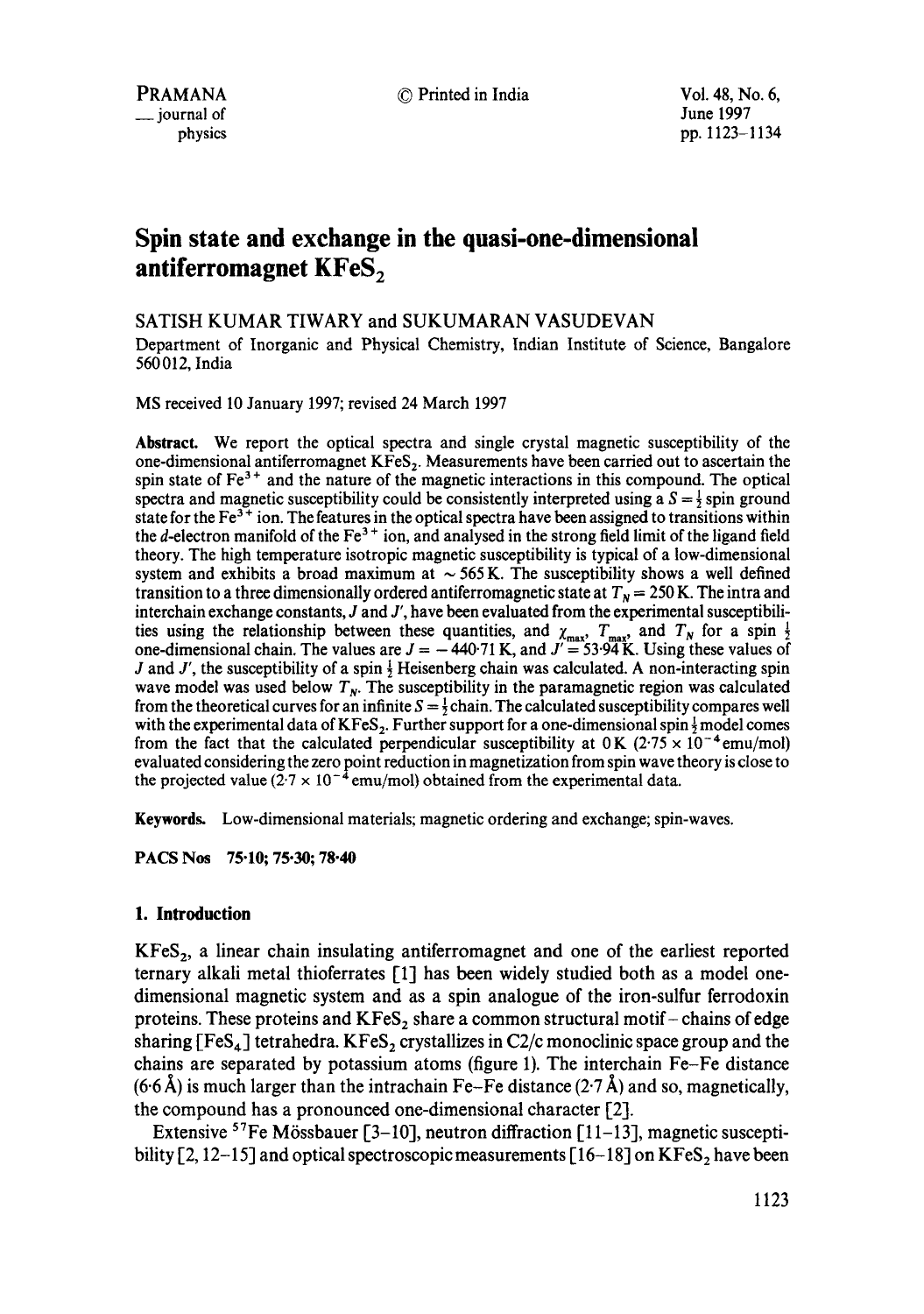# Spin state and exchange in the quasi-one-dimensional antiferromagnet $KFeS_2$

SATISH KUMAR TIWARY and SUKUMARAN VASUDEVAN

Department of Inorganic and Physical Chemistry, Indian Institute of Science, Bangalore 560012, India

MS received 10 January 1997; revised 24 March 1997

**Abstract.** We report the optical spectra and single crystal magnetic susceptibility of the one-dimensional antiferromagnet $KFeS_2$. Measurements have been carried out to ascertain the spin state of $Fe^{3+}$ and the nature of the magnetic interactions in this compound. The optical spectra and magnetic susceptibility could be consistently interpreted using a $S = \frac{1}{2}$ spin ground state for the $Fe^{3+}$ ion. The features in the optical spectra have been assigned to transitions within the $d$-electron manifold of the $Fe^{3+}$ ion, and analysed in the strong field limit of the ligand field theory. The high temperature isotropic magnetic susceptibility is typical of a low-dimensional system and exhibits a broad maximum at $\sim 565$ K. The susceptibility shows a well defined transition to a three dimensionally ordered antiferromagnetic state at $T_N = 250$ K. The intra and interchain exchange constants, $J$ and $J'$, have been evaluated from the experimental susceptibilities using the relationship between these quantities, and $\chi_{max}$, $T_{max}$, and $T_N$ for a spin $\frac{1}{2}$ one-dimensional chain. The values are $J = -440{\cdot}71$ K, and $J' = 53{\cdot}94$ K. Using these values of $J$ and $J'$, the susceptibility of a spin $\frac{1}{2}$ Heisenberg chain was calculated. A non-interacting spin wave model was used below $T_N$. The susceptibility in the paramagnetic region was calculated from the theoretical curves for an infinite $S = \frac{1}{2}$ chain. The calculated susceptibility compares well with the experimental data of $KFeS_2$. Further support for a one-dimensional spin $\frac{1}{2}$ model comes from the fact that the calculated perpendicular susceptibility at 0 K ($2{\cdot}75 \times 10^{-4}$ emu/mol) evaluated considering the zero point reduction in magnetization from spin wave theory is close to the projected value ($2{\cdot}7 \times 10^{-4}$ emu/mol) obtained from the experimental data.

**Keywords.** Low-dimensional materials; magnetic ordering and exchange; spin-waves.

**PACS Nos** 75·10; 75·30; 78·40

## 1. Introduction

$KFeS_2$, a linear chain insulating antiferromagnet and one of the earliest reported ternary alkali metal thioferrates [1] has been widely studied both as a model one-dimensional magnetic system and as a spin analogue of the iron-sulfur ferrodoxin proteins. These proteins and $KFeS_2$ share a common structural motif – chains of edge sharing $[FeS_4]$ tetrahedra. $KFeS_2$ crystallizes in C2/c monoclinic space group and the chains are separated by potassium atoms (figure 1). The interchain Fe–Fe distance (6·6 Å) is much larger than the intrachain Fe–Fe distance (2·7 Å) and so, magnetically, the compound has a pronounced one-dimensional character [2].

Extensive $^{57}Fe$ Mössbauer [3–10], neutron diffraction [11–13], magnetic susceptibility [2, 12–15] and optical spectroscopic measurements [16–18] on $KFeS_2$ have been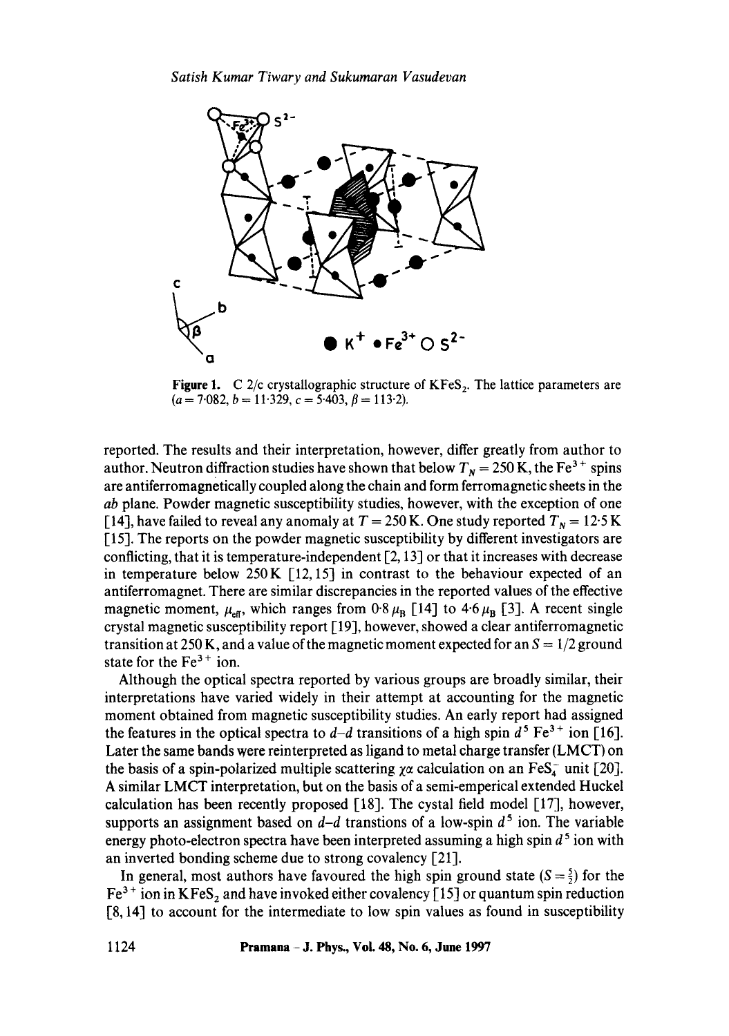Figure 1. C 2/c crystallographic structure of $KFeS_2$. The lattice parameters are ($a = 7{\cdot}082$, $b = 11{\cdot}329$, $c = 5{\cdot}403$, $\beta = 113{\cdot}2$).

reported. The results and their interpretation, however, differ greatly from author to author. Neutron diffraction studies have shown that below $T_N = 250$ K, the $Fe^{3+}$ spins are antiferromagnetically coupled along the chain and form ferromagnetic sheets in the *ab* plane. Powder magnetic susceptibility studies, however, with the exception of one [14], have failed to reveal any anomaly at $T = 250$ K. One study reported $T_N = 12{\cdot}5$ K [15]. The reports on the powder magnetic susceptibility by different investigators are conflicting, that it is temperature-independent [2, 13] or that it increases with decrease in temperature below 250 K [12, 15] in contrast to the behaviour expected of an antiferromagnet. There are similar discrepancies in the reported values of the effective magnetic moment, $\mu_{eff}$, which ranges from $0{\cdot}8\,\mu_B$ [14] to $4{\cdot}6\,\mu_B$ [3]. A recent single crystal magnetic susceptibility report [19], however, showed a clear antiferromagnetic transition at 250 K, and a value of the magnetic moment expected for an $S = 1/2$ ground state for the $Fe^{3+}$ ion.

Although the optical spectra reported by various groups are broadly similar, their interpretations have varied widely in their attempt at accounting for the magnetic moment obtained from magnetic susceptibility studies. An early report had assigned the features in the optical spectra to *d–d* transitions of a high spin $d^5$ $Fe^{3+}$ ion [16]. Later the same bands were reinterpreted as ligand to metal charge transfer (LMCT) on the basis of a spin-polarized multiple scattering $\chi\alpha$ calculation on an $FeS_4^-$ unit [20]. A similar LMCT interpretation, but on the basis of a semi-emperical extended Huckel calculation has been recently proposed [18]. The cystal field model [17], however, supports an assignment based on *d–d* transtions of a low-spin $d^5$ ion. The variable energy photo-electron spectra have been interpreted assuming a high spin $d^5$ ion with an inverted bonding scheme due to strong covalency [21].

In general, most authors have favoured the high spin ground state ($S = \frac{5}{2}$) for the $Fe^{3+}$ ion in $KFeS_2$ and have invoked either covalency [15] or quantum spin reduction [8, 14] to account for the intermediate to low spin values as found in susceptibility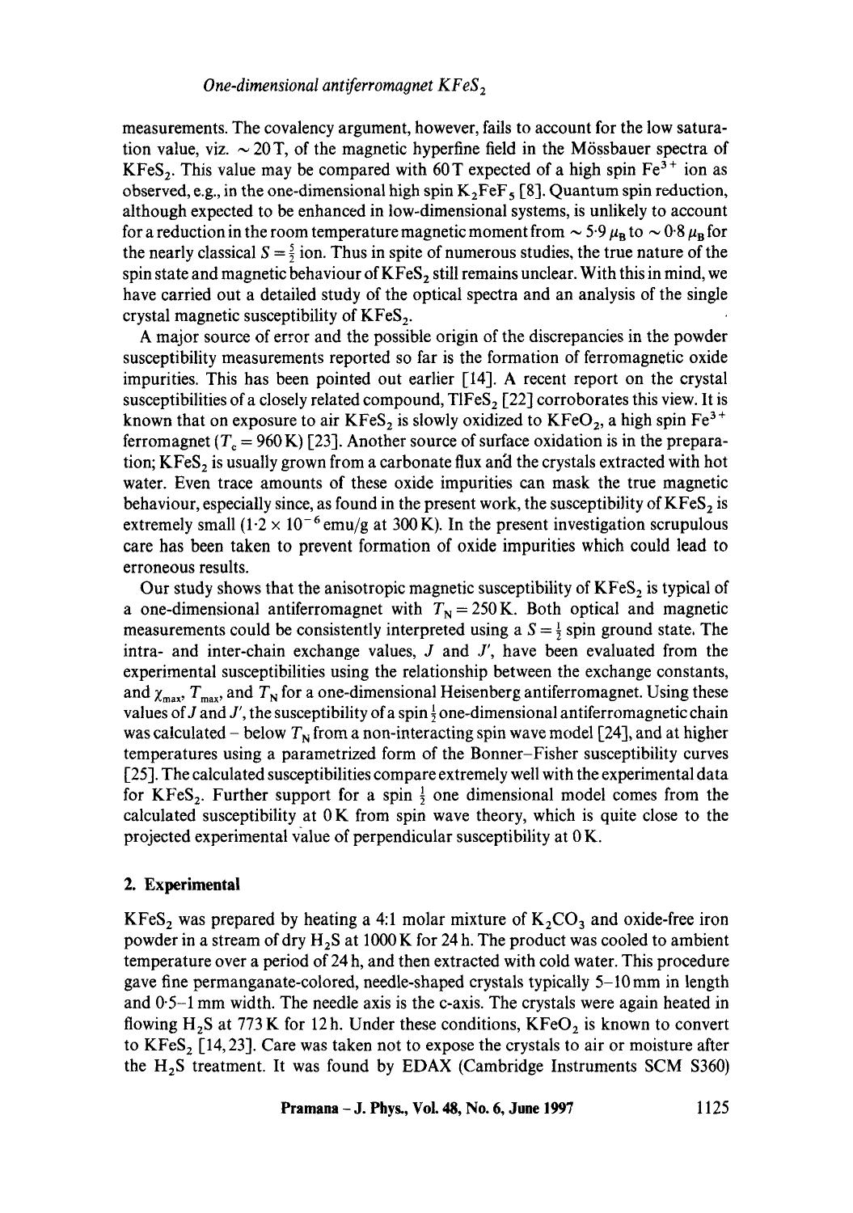measurements. The covalency argument, however, fails to account for the low saturation value, viz. $\sim 20\,\mathrm{T}$, of the magnetic hyperfine field in the Mössbauer spectra of $KFeS_2$. This value may be compared with $60\,\mathrm{T}$ expected of a high spin $Fe^{3+}$ ion as observed, e.g., in the one-dimensional high spin $K_2FeF_5$ [8]. Quantum spin reduction, although expected to be enhanced in low-dimensional systems, is unlikely to account for a reduction in the room temperature magnetic moment from $\sim 5.9\,\mu_B$ to $\sim 0.8\,\mu_B$ for the nearly classical $S = \frac{5}{2}$ ion. Thus in spite of numerous studies, the true nature of the spin state and magnetic behaviour of $KFeS_2$ still remains unclear. With this in mind, we have carried out a detailed study of the optical spectra and an analysis of the single crystal magnetic susceptibility of $KFeS_2$.

A major source of error and the possible origin of the discrepancies in the powder susceptibility measurements reported so far is the formation of ferromagnetic oxide impurities. This has been pointed out earlier [14]. A recent report on the crystal susceptibilities of a closely related compound, $TlFeS_2$ [22] corroborates this view. It is known that on exposure to air $KFeS_2$ is slowly oxidized to $KFeO_2$, a high spin $Fe^{3+}$ ferromagnet ($T_c = 960\,\mathrm{K}$) [23]. Another source of surface oxidation is in the preparation; $KFeS_2$ is usually grown from a carbonate flux and the crystals extracted with hot water. Even trace amounts of these oxide impurities can mask the true magnetic behaviour, especially since, as found in the present work, the susceptibility of $KFeS_2$ is extremely small ($1.2 \times 10^{-6}$ emu/g at 300 K). In the present investigation scrupulous care has been taken to prevent formation of oxide impurities which could lead to erroneous results.

Our study shows that the anisotropic magnetic susceptibility of $KFeS_2$ is typical of a one-dimensional antiferromagnet with $T_N = 250\,\mathrm{K}$. Both optical and magnetic measurements could be consistently interpreted using a $S = \frac{1}{2}$ spin ground state. The intra- and inter-chain exchange values, $J$ and $J'$, have been evaluated from the experimental susceptibilities using the relationship between the exchange constants, and $\chi_{max}$, $T_{max}$, and $T_N$ for a one-dimensional Heisenberg antiferromagnet. Using these values of $J$ and $J'$, the susceptibility of a spin $\frac{1}{2}$ one-dimensional antiferromagnetic chain was calculated – below $T_N$ from a non-interacting spin wave model [24], and at higher temperatures using a parametrized form of the Bonner–Fisher susceptibility curves [25]. The calculated susceptibilities compare extremely well with the experimental data for $KFeS_2$. Further support for a spin $\frac{1}{2}$ one dimensional model comes from the calculated susceptibility at 0 K from spin wave theory, which is quite close to the projected experimental value of perpendicular susceptibility at 0 K.

## 2. Experimental

$KFeS_2$ was prepared by heating a 4:1 molar mixture of $K_2CO_3$ and oxide-free iron powder in a stream of dry $H_2S$ at 1000 K for 24 h. The product was cooled to ambient temperature over a period of 24 h, and then extracted with cold water. This procedure gave fine permanganate-colored, needle-shaped crystals typically 5–10 mm in length and 0.5–1 mm width. The needle axis is the c-axis. The crystals were again heated in flowing $H_2S$ at 773 K for 12 h. Under these conditions, $KFeO_2$ is known to convert to $KFeS_2$ [14, 23]. Care was taken not to expose the crystals to air or moisture after the $H_2S$ treatment. It was found by EDAX (Cambridge Instruments SCM S360)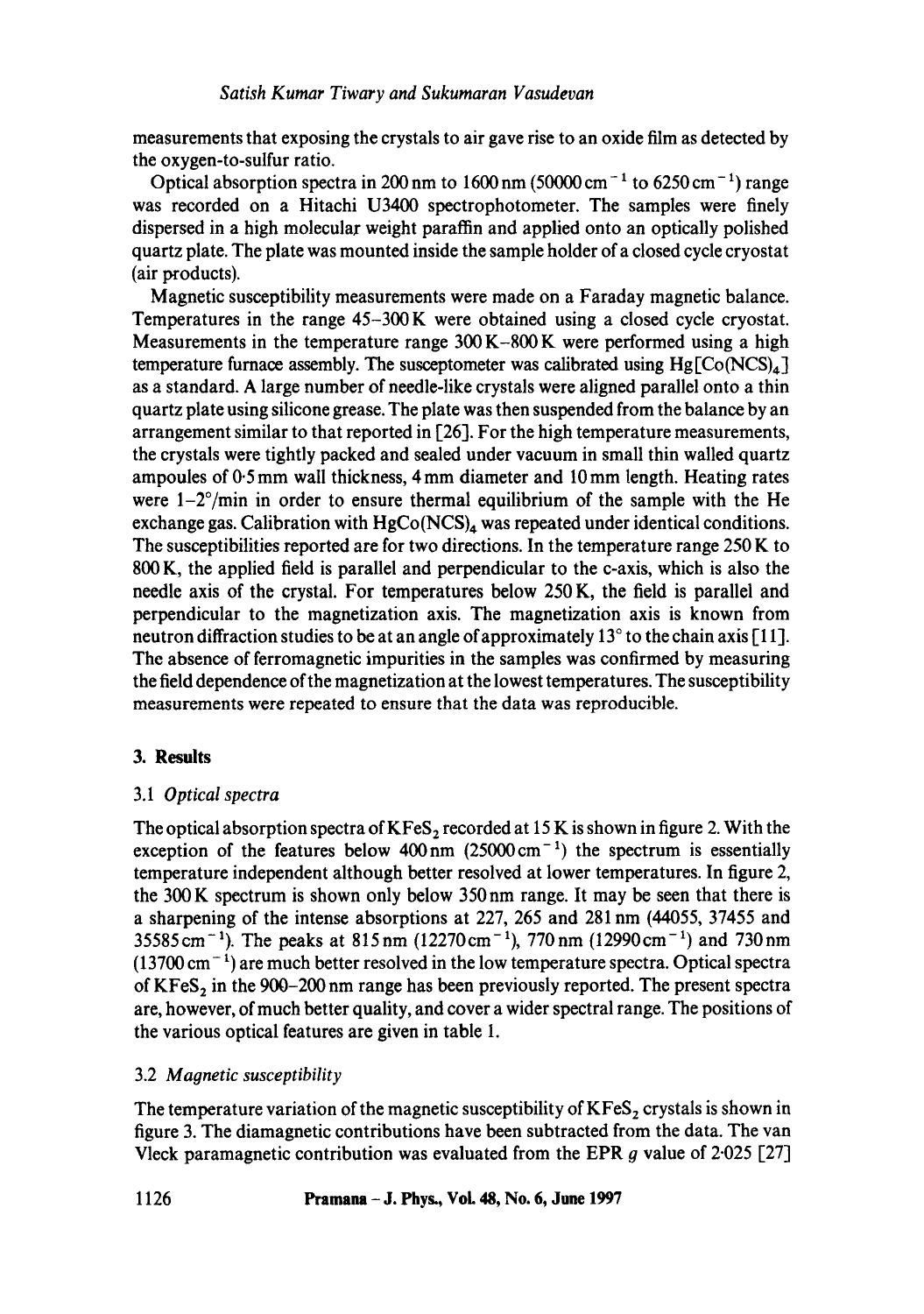measurements that exposing the crystals to air gave rise to an oxide film as detected by the oxygen-to-sulfur ratio.

Optical absorption spectra in 200 nm to 1600 nm (50000 $cm^{-1}$ to 6250 $cm^{-1}$) range was recorded on a Hitachi U3400 spectrophotometer. The samples were finely dispersed in a high molecular weight paraffin and applied onto an optically polished quartz plate. The plate was mounted inside the sample holder of a closed cycle cryostat (air products).

Magnetic susceptibility measurements were made on a Faraday magnetic balance. Temperatures in the range 45–300 K were obtained using a closed cycle cryostat. Measurements in the temperature range 300 K–800 K were performed using a high temperature furnace assembly. The susceptometer was calibrated using $Hg[Co(NCS)_4]$ as a standard. A large number of needle-like crystals were aligned parallel onto a thin quartz plate using silicone grease. The plate was then suspended from the balance by an arrangement similar to that reported in [26]. For the high temperature measurements, the crystals were tightly packed and sealed under vacuum in small thin walled quartz ampoules of 0·5 mm wall thickness, 4 mm diameter and 10 mm length. Heating rates were 1–2°/min in order to ensure thermal equilibrium of the sample with the He exchange gas. Calibration with $HgCo(NCS)_4$ was repeated under identical conditions. The susceptibilities reported are for two directions. In the temperature range 250 K to 800 K, the applied field is parallel and perpendicular to the c-axis, which is also the needle axis of the crystal. For temperatures below 250 K, the field is parallel and perpendicular to the magnetization axis. The magnetization axis is known from neutron diffraction studies to be at an angle of approximately 13° to the chain axis [11]. The absence of ferromagnetic impurities in the samples was confirmed by measuring the field dependence of the magnetization at the lowest temperatures. The susceptibility measurements were repeated to ensure that the data was reproducible.

## 3. Results

### 3.1 *Optical spectra*

The optical absorption spectra of $KFeS_2$ recorded at 15 K is shown in figure 2. With the exception of the features below 400 nm (25000 $cm^{-1}$) the spectrum is essentially temperature independent although better resolved at lower temperatures. In figure 2, the 300 K spectrum is shown only below 350 nm range. It may be seen that there is a sharpening of the intense absorptions at 227, 265 and 281 nm (44055, 37455 and 35585 $cm^{-1}$). The peaks at 815 nm (12270 $cm^{-1}$), 770 nm (12990 $cm^{-1}$) and 730 nm (13700 $cm^{-1}$) are much better resolved in the low temperature spectra. Optical spectra of $KFeS_2$ in the 900–200 nm range has been previously reported. The present spectra are, however, of much better quality, and cover a wider spectral range. The positions of the various optical features are given in table 1.

### 3.2 *Magnetic susceptibility*

The temperature variation of the magnetic susceptibility of $KFeS_2$ crystals is shown in figure 3. The diamagnetic contributions have been subtracted from the data. The van Vleck paramagnetic contribution was evaluated from the EPR $g$ value of 2·025 [27]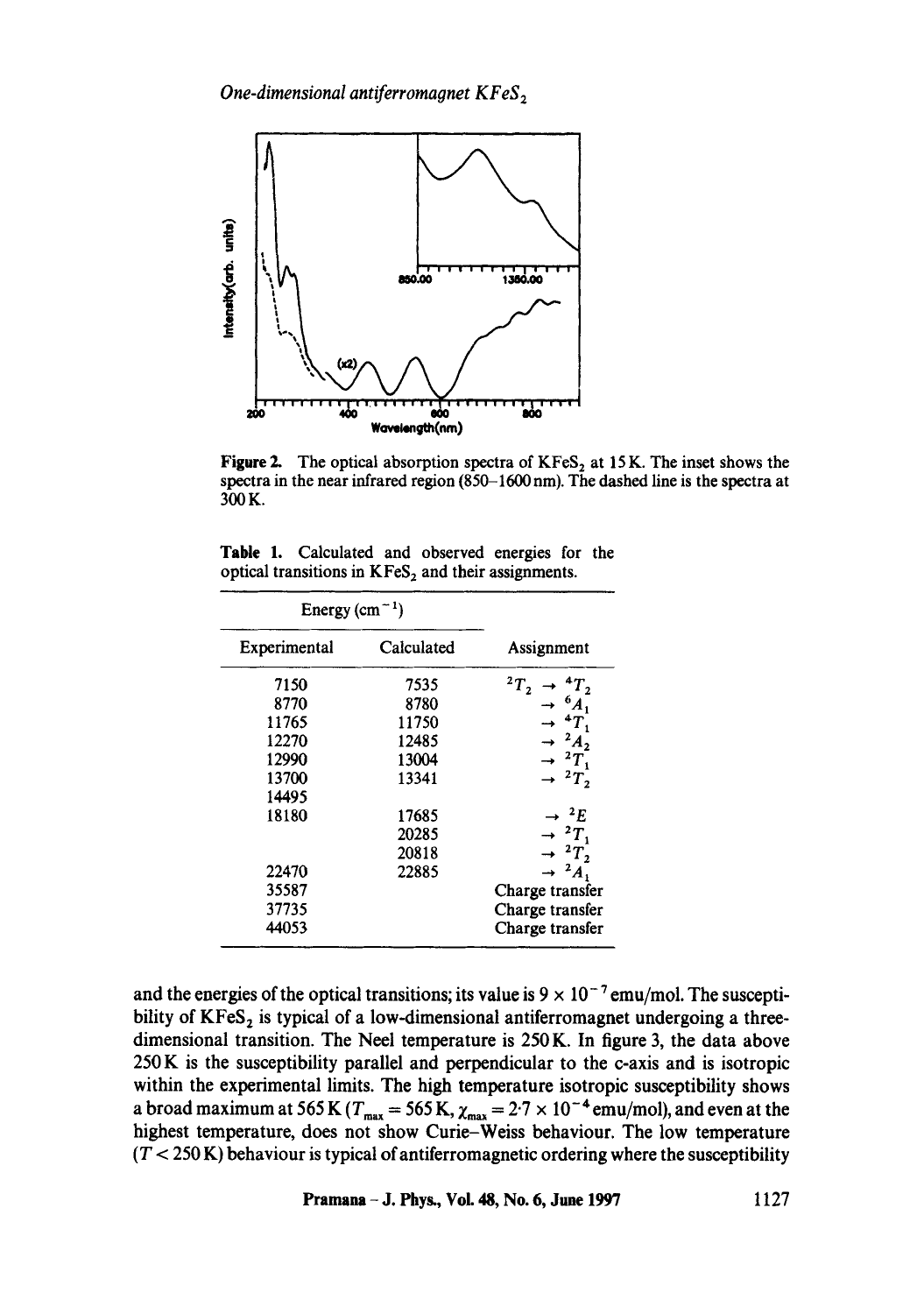Figure 2. The optical absorption spectra of $KFeS_2$ at 15 K. The inset shows the spectra in the near infrared region (850–1600 nm). The dashed line is the spectra at 300 K.

Table 1. Calculated and observed energies for the optical transitions in $KFeS_2$ and their assignments.

| Energy ($cm^{-1}$) | | |
|---|---|---|
| Experimental | Calculated | Assignment |
| 7150 | 7535 | ${}^2T_2 \rightarrow {}^4T_2$ |
| 8770 | 8780 | $\rightarrow {}^6A_1$ |
| 11765 | 11750 | $\rightarrow {}^4T_1$ |
| 12270 | 12485 | $\rightarrow {}^2A_2$ |
| 12990 | 13004 | $\rightarrow {}^2T_1$ |
| 13700 | 13341 | $\rightarrow {}^2T_2$ |
| 14495 | | |
| 18180 | 17685 | $\rightarrow {}^2E$ |
| | 20285 | $\rightarrow {}^2T_1$ |
| | 20818 | $\rightarrow {}^2T_2$ |
| 22470 | 22885 | $\rightarrow {}^2A_1$ |
| 35587 | | Charge transfer |
| 37735 | | Charge transfer |
| 44053 | | Charge transfer |

and the energies of the optical transitions; its value is $9 \times 10^{-7}$ emu/mol. The susceptibility of $KFeS_2$ is typical of a low-dimensional antiferromagnet undergoing a three-dimensional transition. The Neel temperature is 250 K. In figure 3, the data above 250 K is the susceptibility parallel and perpendicular to the c-axis and is isotropic within the experimental limits. The high temperature isotropic susceptibility shows a broad maximum at 565 K ($T_{max} = 565$ K, $\chi_{max} = 2 \cdot 7 \times 10^{-4}$ emu/mol), and even at the highest temperature, does not show Curie–Weiss behaviour. The low temperature ($T < 250$ K) behaviour is typical of antiferromagnetic ordering where the susceptibility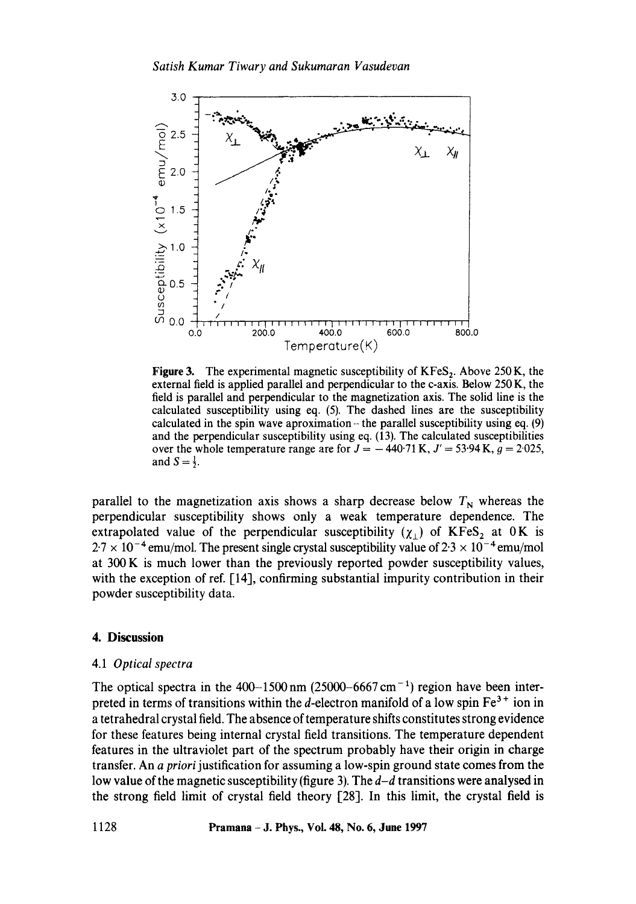Figure 3. The experimental magnetic susceptibility of $KFeS_2$. Above 250 K, the external field is applied parallel and perpendicular to the c-axis. Below 250 K, the field is parallel and perpendicular to the magnetization axis. The solid line is the calculated susceptibility using eq. (5). The dashed lines are the susceptibility calculated in the spin wave aproximation – the parallel susceptibility using eq. (9) and the perpendicular susceptibility using eq. (13). The calculated susceptibilities over the whole temperature range are for $J = -440{\cdot}71$ K, $J' = 53{\cdot}94$ K, $g = 2{\cdot}025$, and $S = \frac{1}{2}$.

parallel to the magnetization axis shows a sharp decrease below $T_N$ whereas the perpendicular susceptibility shows only a weak temperature dependence. The extrapolated value of the perpendicular susceptibility ($\chi_\perp$) of $KFeS_2$ at 0 K is $2{\cdot}7 \times 10^{-4}$ emu/mol. The present single crystal susceptibility value of $2{\cdot}3 \times 10^{-4}$ emu/mol at 300 K is much lower than the previously reported powder susceptibility values, with the exception of ref. [14], confirming substantial impurity contribution in their powder susceptibility data.

## 4. Discussion

### 4.1 *Optical spectra*

The optical spectra in the 400–1500 nm (25000–6667 $cm^{-1}$) region have been interpreted in terms of transitions within the *d*-electron manifold of a low spin $Fe^{3+}$ ion in a tetrahedral crystal field. The absence of temperature shifts constitutes strong evidence for these features being internal crystal field transitions. The temperature dependent features in the ultraviolet part of the spectrum probably have their origin in charge transfer. An *a priori* justification for assuming a low-spin ground state comes from the low value of the magnetic susceptibility (figure 3). The *d–d* transitions were analysed in the strong field limit of crystal field theory [28]. In this limit, the crystal field is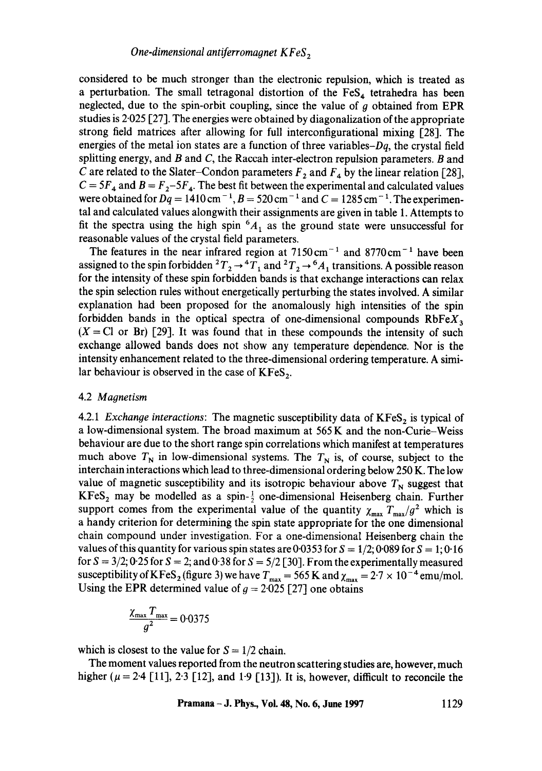considered to be much stronger than the electronic repulsion, which is treated as a perturbation. The small tetragonal distortion of the $FeS_4$ tetrahedra has been neglected, due to the spin-orbit coupling, since the value of $g$ obtained from EPR studies is 2·025 [27]. The energies were obtained by diagonalization of the appropriate strong field matrices after allowing for full interconfigurational mixing [28]. The energies of the metal ion states are a function of three variables–$Dq$, the crystal field splitting energy, and $B$ and $C$, the Raccah inter-electron repulsion parameters. $B$ and $C$ are related to the Slater–Condon parameters $F_2$ and $F_4$ by the linear relation [28], $C = 5F_4$ and $B = F_2 - 5F_4$. The best fit between the experimental and calculated values were obtained for $Dq = 1410\,\text{cm}^{-1}$, $B = 520\,\text{cm}^{-1}$ and $C = 1285\,\text{cm}^{-1}$. The experimental and calculated values alongwith their assignments are given in table 1. Attempts to fit the spectra using the high spin $^6A_1$ as the ground state were unsuccessful for reasonable values of the crystal field parameters.

The features in the near infrared region at $7150\,\text{cm}^{-1}$ and $8770\,\text{cm}^{-1}$ have been assigned to the spin forbidden $^2T_2 \rightarrow {}^4T_1$ and $^2T_2 \rightarrow {}^6A_1$ transitions. A possible reason for the intensity of these spin forbidden bands is that exchange interactions can relax the spin selection rules without energetically perturbing the states involved. A similar explanation had been proposed for the anomalously high intensities of the spin forbidden bands in the optical spectra of one-dimensional compounds $RbFeX_3$ ($X = Cl$ or Br) [29]. It was found that in these compounds the intensity of such exchange allowed bands does not show any temperature dependence. Nor is the intensity enhancement related to the three-dimensional ordering temperature. A similar behaviour is observed in the case of $KFeS_2$.

### 4.2 *Magnetism*

4.2.1 *Exchange interactions*: The magnetic susceptibility data of $KFeS_2$ is typical of a low-dimensional system. The broad maximum at 565 K and the non-Curie–Weiss behaviour are due to the short range spin correlations which manifest at temperatures much above $T_N$ in low-dimensional systems. The $T_N$ is, of course, subject to the interchain interactions which lead to three-dimensional ordering below 250 K. The low value of magnetic susceptibility and its isotropic behaviour above $T_N$ suggest that $KFeS_2$ may be modelled as a spin-$\frac{1}{2}$ one-dimensional Heisenberg chain. Further support comes from the experimental value of the quantity $\chi_{max} T_{max}/g^2$ which is a handy criterion for determining the spin state appropriate for the one dimensional chain compound under investigation. For a one-dimensional Heisenberg chain the values of this quantity for various spin states are 0·0353 for $S = 1/2$; 0·089 for $S = 1$; 0·16 for $S = 3/2$; 0·25 for $S = 2$; and 0·38 for $S = 5/2$ [30]. From the experimentally measured susceptibility of $KFeS_2$ (figure 3) we have $T_{max} = 565$ K and $\chi_{max} = 2.7 \times 10^{-4}$ emu/mol. Using the EPR determined value of $g = 2.025$ [27] one obtains

$$\frac{\chi_{max} T_{max}}{g^2} = 0.0375$$

which is closest to the value for $S = 1/2$ chain.

The moment values reported from the neutron scattering studies are, however, much higher ($\mu = 2.4$ [11], 2·3 [12], and 1·9 [13]). It is, however, difficult to reconcile the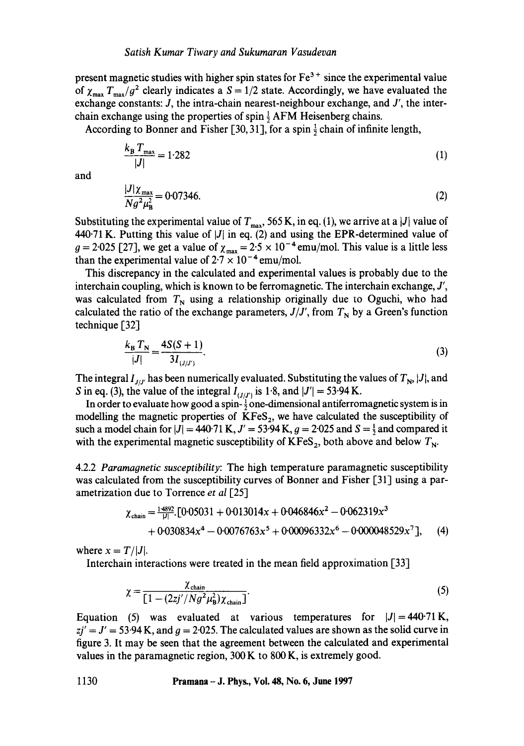present magnetic studies with higher spin states for $Fe^{3+}$ since the experimental value of $\chi_{max} T_{max}/g^2$ clearly indicates a $S = 1/2$ state. Accordingly, we have evaluated the exchange constants: $J$, the intra-chain nearest-neighbour exchange, and $J'$, the inter-chain exchange using the properties of spin $\frac{1}{2}$ AFM Heisenberg chains.

According to Bonner and Fisher [30, 31], for a spin $\frac{1}{2}$ chain of infinite length,

$$\frac{k_B T_{max}}{|J|} = 1{\cdot}282 \tag{1}$$

and

$$\frac{|J| \chi_{max}}{N g^2 \mu_B^2} = 0{\cdot}07346. \tag{2}$$

Substituting the experimental value of $T_{max}$, 565 K, in eq. (1), we arrive at a $|J|$ value of 440·71 K. Putting this value of $|J|$ in eq. (2) and using the EPR-determined value of $g = 2{\cdot}025$ [27], we get a value of $\chi_{max} = 2{\cdot}5 \times 10^{-4}$ emu/mol. This value is a little less than the experimental value of $2{\cdot}7 \times 10^{-4}$ emu/mol.

This discrepancy in the calculated and experimental values is probably due to the interchain coupling, which is known to be ferromagnetic. The interchain exchange, $J'$, was calculated from $T_N$ using a relationship originally due to Oguchi, who had calculated the ratio of the exchange parameters, $J/J'$, from $T_N$ by a Green's function technique [32]

$$\frac{k_B T_N}{|J|} = \frac{4S(S+1)}{3 I_{(J/J')}}. \tag{3}$$

The integral $I_{J/J'}$ has been numerically evaluated. Substituting the values of $T_N$, $|J|$, and $S$ in eq. (3), the value of the integral $I_{(J/J')}$ is 1·8, and $|J'| = 53{\cdot}94$ K.

In order to evaluate how good a spin-$\frac{1}{2}$ one-dimensional antiferromagnetic system is in modelling the magnetic properties of $KFeS_2$, we have calculated the susceptibility of such a model chain for $|J| = 440{\cdot}71$ K, $J' = 53{\cdot}94$ K, $g = 2{\cdot}025$ and $S = \frac{1}{2}$ and compared it with the experimental magnetic susceptibility of $KFeS_2$, both above and below $T_N$.

4.2.2 *Paramagnetic susceptibility*: The high temperature paramagnetic susceptibility was calculated from the susceptibility curves of Bonner and Fisher [31] using a parametrization due to Torrence *et al* [25]

$$\chi_{chain} = \frac{1{\cdot}4892}{|J|} \cdot [0{\cdot}05031 + 0{\cdot}013014x + 0{\cdot}046846x^2 - 0{\cdot}062319x^3 + 0{\cdot}030834x^4 - 0{\cdot}0076763x^5 + 0{\cdot}00096332x^6 - 0{\cdot}000048529x^7], \tag{4}$$

where $x = T/|J|$.

Interchain interactions were treated in the mean field approximation [33]

$$\chi = \frac{\chi_{chain}}{[1 - (2zj'/N g^2 \mu_B^2) \chi_{chain}]}. \tag{5}$$

Equation (5) was evaluated at various temperatures for $|J| = 440{\cdot}71$ K, $zj' = J' = 53{\cdot}94$ K, and $g = 2{\cdot}025$. The calculated values are shown as the solid curve in figure 3. It may be seen that the agreement between the calculated and experimental values in the paramagnetic region, 300 K to 800 K, is extremely good.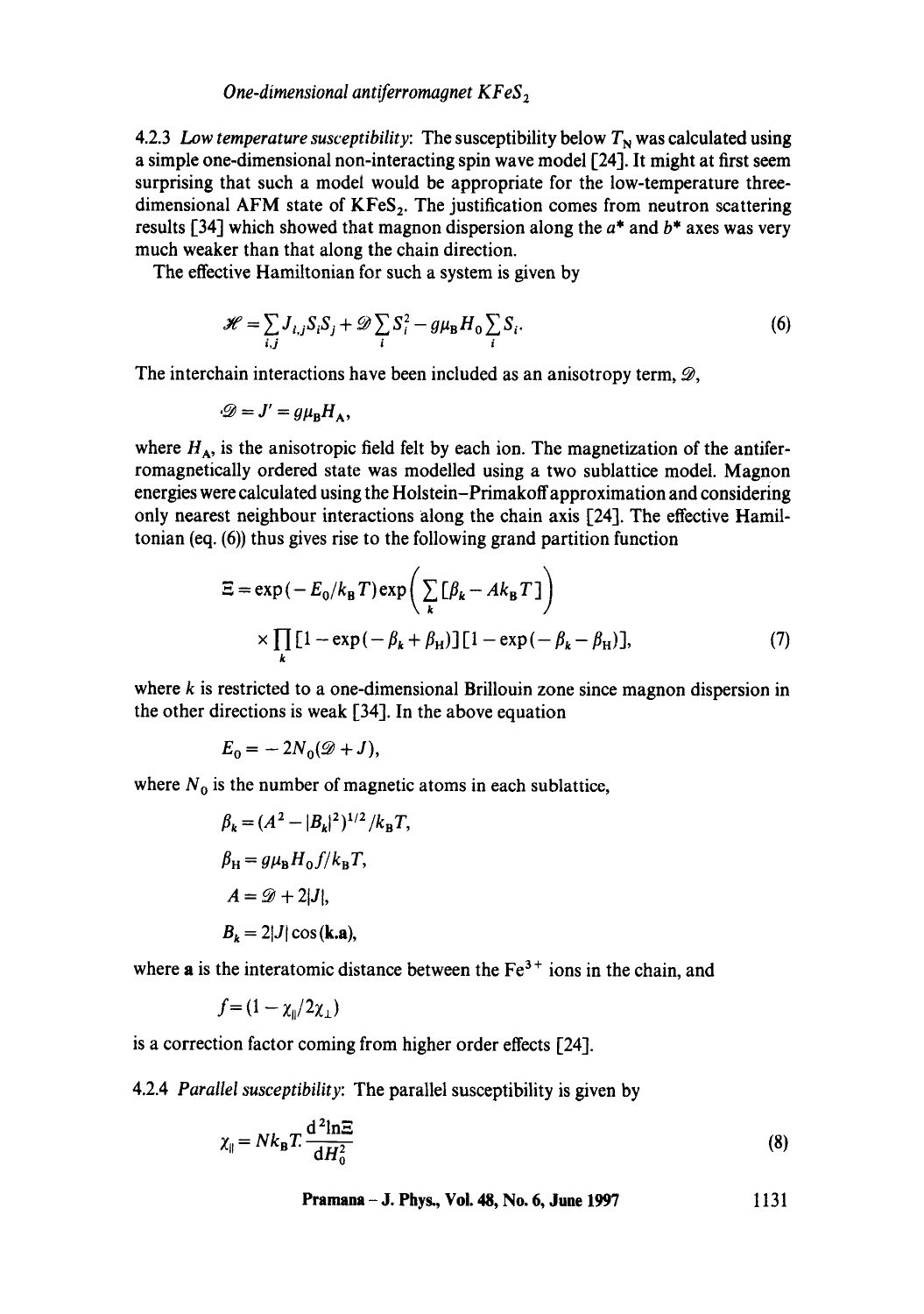4.2.3 *Low temperature susceptibility*: The susceptibility below $T_N$ was calculated using a simple one-dimensional non-interacting spin wave model [24]. It might at first seem surprising that such a model would be appropriate for the low-temperature three-dimensional AFM state of $KFeS_2$. The justification comes from neutron scattering results [34] which showed that magnon dispersion along the $a^*$ and $b^*$ axes was very much weaker than that along the chain direction.

The effective Hamiltonian for such a system is given by

$$\mathscr{H} = \sum_{i,j} J_{i,j} S_i S_j + \mathscr{D} \sum_i S_i^2 - g\mu_B H_0 \sum_i S_i. \tag{6}$$

The interchain interactions have been included as an anisotropy term, $\mathscr{D}$,

$$\mathscr{D} = J' = g\mu_B H_A,$$

where $H_A$, is the anisotropic field felt by each ion. The magnetization of the antiferromagnetically ordered state was modelled using a two sublattice model. Magnon energies were calculated using the Holstein–Primakoff approximation and considering only nearest neighbour interactions along the chain axis [24]. The effective Hamiltonian (eq. (6)) thus gives rise to the following grand partition function

$$\Xi = \exp(-E_0/k_B T)\exp\left(\sum_k [\beta_k - A k_B T]\right) \times \prod_k [1 - \exp(-\beta_k + \beta_H)][1 - \exp(-\beta_k - \beta_H)], \tag{7}$$

where $k$ is restricted to a one-dimensional Brillouin zone since magnon dispersion in the other directions is weak [34]. In the above equation

$$E_0 = -2N_0(\mathscr{D} + J),$$

where $N_0$ is the number of magnetic atoms in each sublattice,

$$\beta_k = (A^2 - |B_k|^2)^{1/2}/k_B T,$$

$$\beta_H = g\mu_B H_0 f/k_B T,$$

$$A = \mathscr{D} + 2|J|,$$

$$B_k = 2|J|\cos(\mathbf{k}.\mathbf{a}),$$

where $\mathbf{a}$ is the interatomic distance between the $Fe^{3+}$ ions in the chain, and

$$f = (1 - \chi_\parallel/2\chi_\perp)$$

is a correction factor coming from higher order effects [24].

4.2.4 *Parallel susceptibility*: The parallel susceptibility is given by

$$\chi_\parallel = N k_B T.\frac{d^2 \ln \Xi}{dH_0^2} \tag{8}$$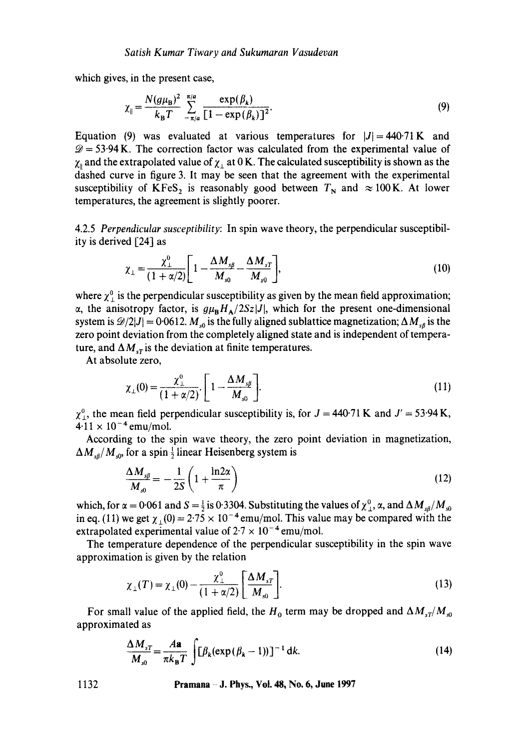which gives, in the present case,

$$\chi_{\parallel} = \frac{N(g\mu_B)^2}{k_B T} \sum_{-\pi/a}^{\pi/a} \frac{\exp(\beta_k)}{[1 - \exp(\beta_k)]^2}. \tag{9}$$

Equation (9) was evaluated at various temperatures for $|J| = 440{\cdot}71$ K and $\mathscr{D} = 53{\cdot}94$ K. The correction factor was calculated from the experimental value of $\chi_{\parallel}$ and the extrapolated value of $\chi_{\perp}$ at 0 K. The calculated susceptibility is shown as the dashed curve in figure 3. It may be seen that the agreement with the experimental susceptibility of $KFeS_2$ is reasonably good between $T_N$ and $\approx 100$ K. At lower temperatures, the agreement is slightly poorer.

4.2.5 *Perpendicular susceptibility*: In spin wave theory, the perpendicular susceptibility is derived [24] as

$$\chi_{\perp} = \frac{\chi_{\perp}^0}{(1 + \alpha/2)} \left[ 1 - \frac{\Delta M_{s\beta}}{M_{s0}} - \frac{\Delta M_{sT}}{M_{s0}} \right], \tag{10}$$

where $\chi_{\perp}^0$ is the perpendicular susceptibility as given by the mean field approximation; $\alpha$, the anisotropy factor, is $g\mu_B H_A / 2Sz|J|$, which for the present one-dimensional system is $\mathscr{D}/2|J| = 0{\cdot}0612$. $M_{s0}$ is the fully aligned sublattice magnetization; $\Delta M_{s\beta}$ is the zero point deviation from the completely aligned state and is independent of temperature, and $\Delta M_{sT}$ is the deviation at finite temperatures.

At absolute zero,

$$\chi_{\perp}(0) = \frac{\chi_{\perp}^0}{(1 + \alpha/2)} \cdot \left[ 1 - \frac{\Delta M_{s\beta}}{M_{s0}} \right]. \tag{11}$$

$\chi_{\perp}^0$, the mean field perpendicular susceptibility is, for $J = 440{\cdot}71$ K and $J' = 53{\cdot}94$ K, $4{\cdot}11 \times 10^{-4}$ emu/mol.

According to the spin wave theory, the zero point deviation in magnetization, $\Delta M_{s\beta}/M_{s0}$, for a spin $\frac{1}{2}$ linear Heisenberg system is

$$\frac{\Delta M_{s\beta}}{M_{s0}} = -\frac{1}{2S}\left(1 + \frac{\ln 2\alpha}{\pi}\right) \tag{12}$$

which, for $\alpha = 0{\cdot}061$ and $S = \frac{1}{2}$ is $0{\cdot}3304$. Substituting the values of $\chi_{\perp}^0$, $\alpha$, and $\Delta M_{s\beta}/M_{s0}$ in eq. (11) we get $\chi_{\perp}(0) = 2{\cdot}75 \times 10^{-4}$ emu/mol. This value may be compared with the extrapolated experimental value of $2{\cdot}7 \times 10^{-4}$ emu/mol.

The temperature dependence of the perpendicular susceptibility in the spin wave approximation is given by the relation

$$\chi_{\perp}(T) = \chi_{\perp}(0) - \frac{\chi_{\perp}^0}{(1 + \alpha/2)} \left[ \frac{\Delta M_{sT}}{M_{s0}} \right]. \tag{13}$$

For small value of the applied field, the $H_0$ term may be dropped and $\Delta M_{sT}/M_{s0}$ approximated as

$$\frac{\Delta M_{sT}}{M_{s0}} = \frac{A\mathbf{a}}{\pi k_B T} \int [\beta_k(\exp(\beta_k - 1))]^{-1} \, dk. \tag{14}$$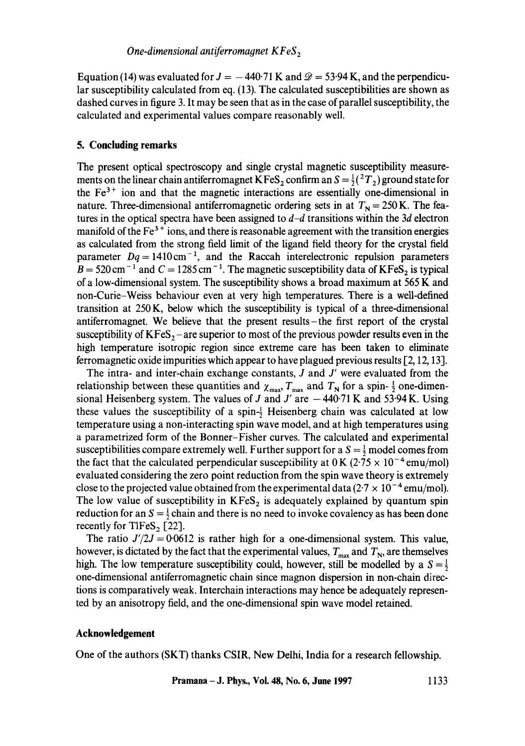Equation (14) was evaluated for $J = -440{\cdot}71$ K and $\mathscr{D} = 53{\cdot}94$ K, and the perpendicular susceptibility calculated from eq. (13). The calculated susceptibilities are shown as dashed curves in figure 3. It may be seen that as in the case of parallel susceptibility, the calculated and experimental values compare reasonably well.

## 5. Concluding remarks

The present optical spectroscopy and single crystal magnetic susceptibility measurements on the linear chain antiferromagnet $KFeS_2$ confirm an $S = \frac{1}{2}(^2T_2)$ ground state for the $Fe^{3+}$ ion and that the magnetic interactions are essentially one-dimensional in nature. Three-dimensional antiferromagnetic ordering sets in at $T_N = 250$ K. The features in the optical spectra have been assigned to $d$–$d$ transitions within the 3$d$ electron manifold of the $Fe^{3+}$ ions, and there is reasonable agreement with the transition energies as calculated from the strong field limit of the ligand field theory for the crystal field parameter $Dq = 1410\,\text{cm}^{-1}$, and the Raccah interelectronic repulsion parameters $B = 520\,\text{cm}^{-1}$ and $C = 1285\,\text{cm}^{-1}$. The magnetic susceptibility data of $KFeS_2$ is typical of a low-dimensional system. The susceptibility shows a broad maximum at 565 K and non-Curie–Weiss behaviour even at very high temperatures. There is a well-defined transition at 250 K, below which the susceptibility is typical of a three-dimensional antiferromagnet. We believe that the present results – the first report of the crystal susceptibility of $KFeS_2$ – are superior to most of the previous powder results even in the high temperature isotropic region since extreme care has been taken to eliminate ferromagnetic oxide impurities which appear to have plagued previous results [2, 12, 13].

The intra- and inter-chain exchange constants, $J$ and $J'$ were evaluated from the relationship between these quantities and $\chi_{max}$, $T_{max}$ and $T_N$ for a spin-$\frac{1}{2}$ one-dimensional Heisenberg system. The values of $J$ and $J'$ are $-440{\cdot}71$ K and $53{\cdot}94$ K. Using these values the susceptibility of a spin-$\frac{1}{2}$ Heisenberg chain was calculated at low temperature using a non-interacting spin wave model, and at high temperatures using a parametrized form of the Bonner–Fisher curves. The calculated and experimental susceptibilities compare extremely well. Further support for a $S = \frac{1}{2}$ model comes from the fact that the calculated perpendicular susceptibility at 0 K ($2{\cdot}75 \times 10^{-4}$ emu/mol) evaluated considering the zero point reduction from the spin wave theory is extremely close to the projected value obtained from the experimental data ($2{\cdot}7 \times 10^{-4}$ emu/mol). The low value of susceptibility in $KFeS_2$ is adequately explained by quantum spin reduction for an $S = \frac{1}{2}$ chain and there is no need to invoke covalency as has been done recently for $TlFeS_2$ [22].

The ratio $J'/2J = 0{\cdot}0612$ is rather high for a one-dimensional system. This value, however, is dictated by the fact that the experimental values, $T_{max}$ and $T_N$, are themselves high. The low temperature susceptibility could, however, still be modelled by a $S = \frac{1}{2}$ one-dimensional antiferromagnetic chain since magnon dispersion in non-chain directions is comparatively weak. Interchain interactions may hence be adequately represented by an anisotropy field, and the one-dimensional spin wave model retained.

## Acknowledgement

One of the authors (SKT) thanks CSIR, New Delhi, India for a research fellowship.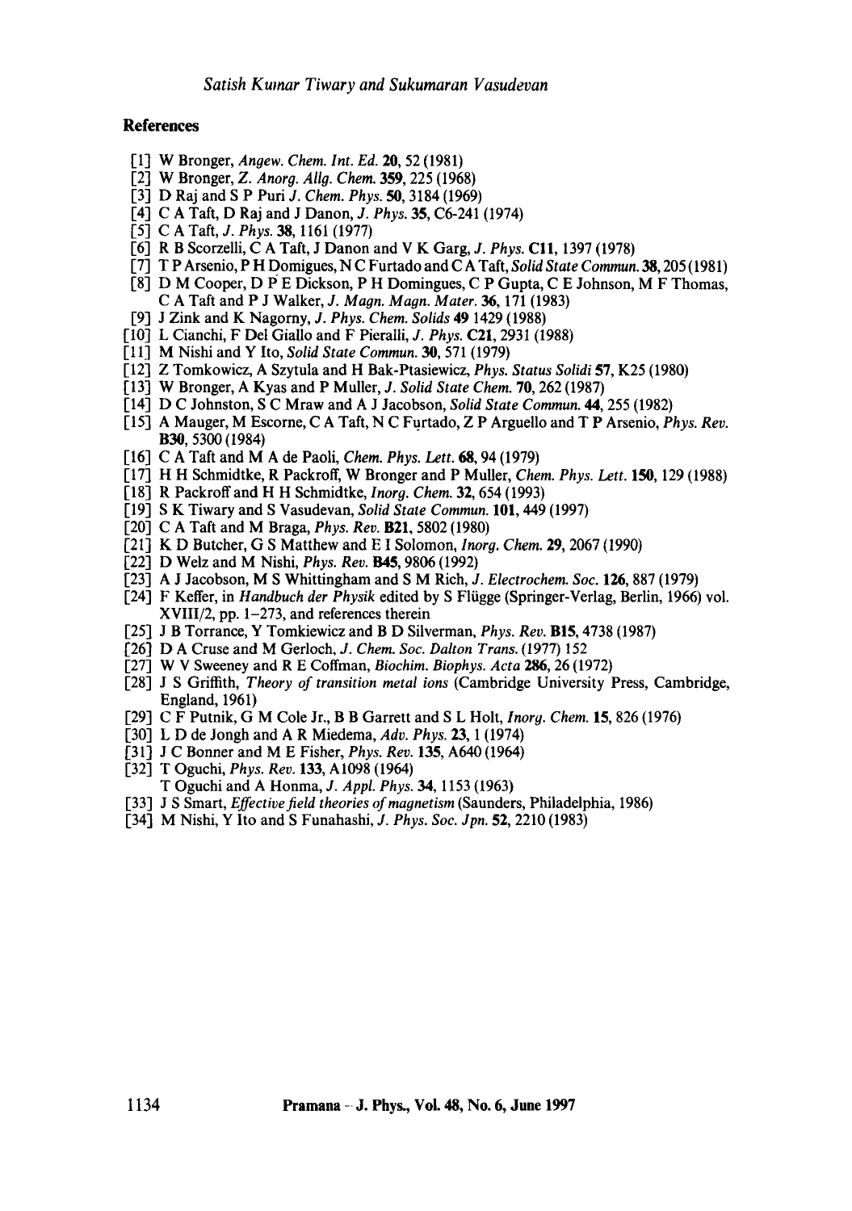## References

[1] W Bronger, *Angew. Chem. Int. Ed.* **20**, 52 (1981)
[2] W Bronger, *Z. Anorg. Allg. Chem.* **359**, 225 (1968)
[3] D Raj and S P Puri *J. Chem. Phys.* **50**, 3184 (1969)
[4] C A Taft, D Raj and J Danon, *J. Phys.* **35**, C6-241 (1974)
[5] C A Taft, *J. Phys.* **38**, 1161 (1977)
[6] R B Scorzelli, C A Taft, J Danon and V K Garg, *J. Phys.* **C11**, 1397 (1978)
[7] T P Arsenio, P H Domigues, N C Furtado and C A Taft, *Solid State Commun.* **38**, 205 (1981)
[8] D M Cooper, D P E Dickson, P H Domingues, C P Gupta, C E Johnson, M F Thomas, C A Taft and P J Walker, *J. Magn. Magn. Mater.* **36**, 171 (1983)
[9] J Zink and K Nagorny, *J. Phys. Chem. Solids* **49** 1429 (1988)
[10] L Cianchi, F Del Giallo and F Pieralli, *J. Phys.* **C21**, 2931 (1988)
[11] M Nishi and Y Ito, *Solid State Commun.* **30**, 571 (1979)
[12] Z Tomkowicz, A Szytula and H Bak-Ptasiewicz, *Phys. Status Solidi* **57**, K25 (1980)
[13] W Bronger, A Kyas and P Muller, *J. Solid State Chem.* **70**, 262 (1987)
[14] D C Johnston, S C Mraw and A J Jacobson, *Solid State Commun.* **44**, 255 (1982)
[15] A Mauger, M Escorne, C A Taft, N C Furtado, Z P Arguello and T P Arsenio, *Phys. Rev.* **B30**, 5300 (1984)
[16] C A Taft and M A de Paoli, *Chem. Phys. Lett.* **68**, 94 (1979)
[17] H H Schmidtke, R Packroff, W Bronger and P Muller, *Chem. Phys. Lett.* **150**, 129 (1988)
[18] R Packroff and H H Schmidtke, *Inorg. Chem.* **32**, 654 (1993)
[19] S K Tiwary and S Vasudevan, *Solid State Commun.* **101**, 449 (1997)
[20] C A Taft and M Braga, *Phys. Rev.* **B21**, 5802 (1980)
[21] K D Butcher, G S Matthew and E I Solomon, *Inorg. Chem.* **29**, 2067 (1990)
[22] D Welz and M Nishi, *Phys. Rev.* **B45**, 9806 (1992)
[23] A J Jacobson, M S Whittingham and S M Rich, *J. Electrochem. Soc.* **126**, 887 (1979)
[24] F Keffer, in *Handbuch der Physik* edited by S Flügge (Springer-Verlag, Berlin, 1966) vol. XVIII/2, pp. 1–273, and references therein
[25] J B Torrance, Y Tomkiewicz and B D Silverman, *Phys. Rev.* **B15**, 4738 (1987)
[26] D A Cruse and M Gerloch, *J. Chem. Soc. Dalton Trans.* (1977) 152
[27] W V Sweeney and R E Coffman, *Biochim. Biophys. Acta* **286**, 26 (1972)
[28] J S Griffith, *Theory of transition metal ions* (Cambridge University Press, Cambridge, England, 1961)
[29] C F Putnik, G M Cole Jr., B B Garrett and S L Holt, *Inorg. Chem.* **15**, 826 (1976)
[30] L D de Jongh and A R Miedema, *Adv. Phys.* **23**, 1 (1974)
[31] J C Bonner and M E Fisher, *Phys. Rev.* **135**, A640 (1964)
[32] T Oguchi, *Phys. Rev.* **133**, A1098 (1964)
T Oguchi and A Honma, *J. Appl. Phys.* **34**, 1153 (1963)
[33] J S Smart, *Effective field theories of magnetism* (Saunders, Philadelphia, 1986)
[34] M Nishi, Y Ito and S Funahashi, *J. Phys. Soc. Jpn.* **52**, 2210 (1983)